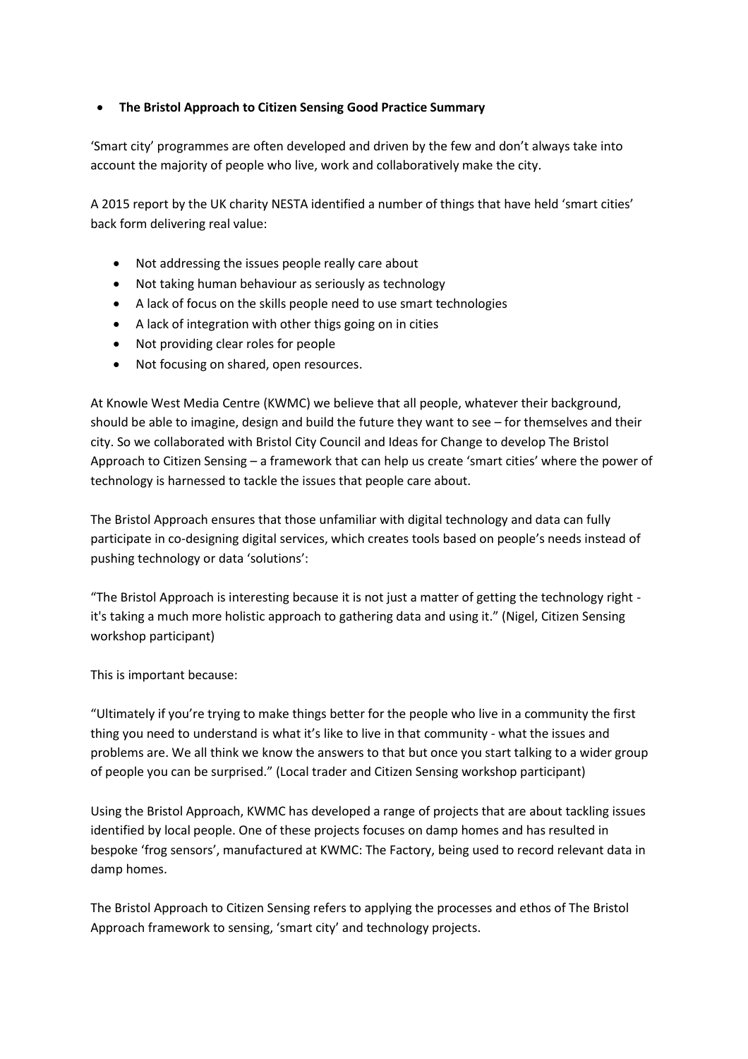- **The Bristol Approach to Citizen Sensing Good Practice Summary**

'Smart city' programmes are often developed and driven by the few and don't always take into account the majority of people who live, work and collaboratively make the city.

A 2015 report by the UK charity NESTA identified a number of things that have held 'smart cities' back form delivering real value:

- Not addressing the issues people really care about
- Not taking human behaviour as seriously as technology
- A lack of focus on the skills people need to use smart technologies
- A lack of integration with other thigs going on in cities
- Not providing clear roles for people
- Not focusing on shared, open resources.

At Knowle West Media Centre (KWMC) we believe that all people, whatever their background, should be able to imagine, design and build the future they want to see – for themselves and their city. So we collaborated with Bristol City Council and Ideas for Change to develop The Bristol Approach to Citizen Sensing – a framework that can help us create 'smart cities' where the power of technology is harnessed to tackle the issues that people care about.

The Bristol Approach ensures that those unfamiliar with digital technology and data can fully participate in co-designing digital services, which creates tools based on people's needs instead of pushing technology or data 'solutions':

"The Bristol Approach is interesting because it is not just a matter of getting the technology right - it's taking a much more holistic approach to gathering data and using it." (Nigel, Citizen Sensing workshop participant)

This is important because:

"Ultimately if you're trying to make things better for the people who live in a community the first thing you need to understand is what it's like to live in that community - what the issues and problems are. We all think we know the answers to that but once you start talking to a wider group of people you can be surprised." (Local trader and Citizen Sensing workshop participant)

Using the Bristol Approach, KWMC has developed a range of projects that are about tackling issues identified by local people. One of these projects focuses on damp homes and has resulted in bespoke 'frog sensors', manufactured at KWMC: The Factory, being used to record relevant data in damp homes.

The Bristol Approach to Citizen Sensing refers to applying the processes and ethos of The Bristol Approach framework to sensing, 'smart city' and technology projects.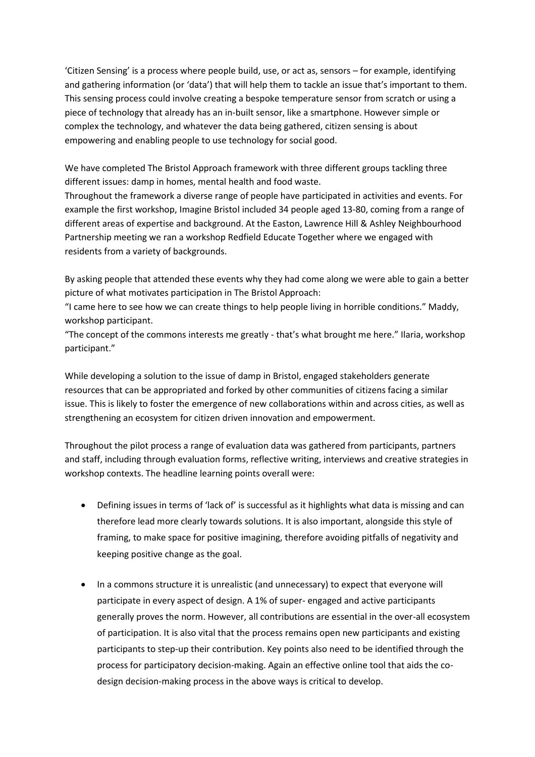'Citizen Sensing' is a process where people build, use, or act as, sensors – for example, identifying and gathering information (or 'data') that will help them to tackle an issue that's important to them. This sensing process could involve creating a bespoke temperature sensor from scratch or using a piece of technology that already has an in-built sensor, like a smartphone. However simple or complex the technology, and whatever the data being gathered, citizen sensing is about empowering and enabling people to use technology for social good.

We have completed The Bristol Approach framework with three different groups tackling three different issues: damp in homes, mental health and food waste.
Throughout the framework a diverse range of people have participated in activities and events. For example the first workshop, Imagine Bristol included 34 people aged 13-80, coming from a range of different areas of expertise and background. At the Easton, Lawrence Hill & Ashley Neighbourhood Partnership meeting we ran a workshop Redfield Educate Together where we engaged with residents from a variety of backgrounds.

By asking people that attended these events why they had come along we were able to gain a better picture of what motivates participation in The Bristol Approach:
"I came here to see how we can create things to help people living in horrible conditions." Maddy, workshop participant.
"The concept of the commons interests me greatly - that's what brought me here." Ilaria, workshop participant."

While developing a solution to the issue of damp in Bristol, engaged stakeholders generate resources that can be appropriated and forked by other communities of citizens facing a similar issue. This is likely to foster the emergence of new collaborations within and across cities, as well as strengthening an ecosystem for citizen driven innovation and empowerment.

Throughout the pilot process a range of evaluation data was gathered from participants, partners and staff, including through evaluation forms, reflective writing, interviews and creative strategies in workshop contexts. The headline learning points overall were:

- Defining issues in terms of 'lack of' is successful as it highlights what data is missing and can therefore lead more clearly towards solutions. It is also important, alongside this style of framing, to make space for positive imagining, therefore avoiding pitfalls of negativity and keeping positive change as the goal.

- In a commons structure it is unrealistic (and unnecessary) to expect that everyone will participate in every aspect of design. A 1% of super- engaged and active participants generally proves the norm. However, all contributions are essential in the over-all ecosystem of participation. It is also vital that the process remains open new participants and existing participants to step-up their contribution. Key points also need to be identified through the process for participatory decision-making. Again an effective online tool that aids the co-design decision-making process in the above ways is critical to develop.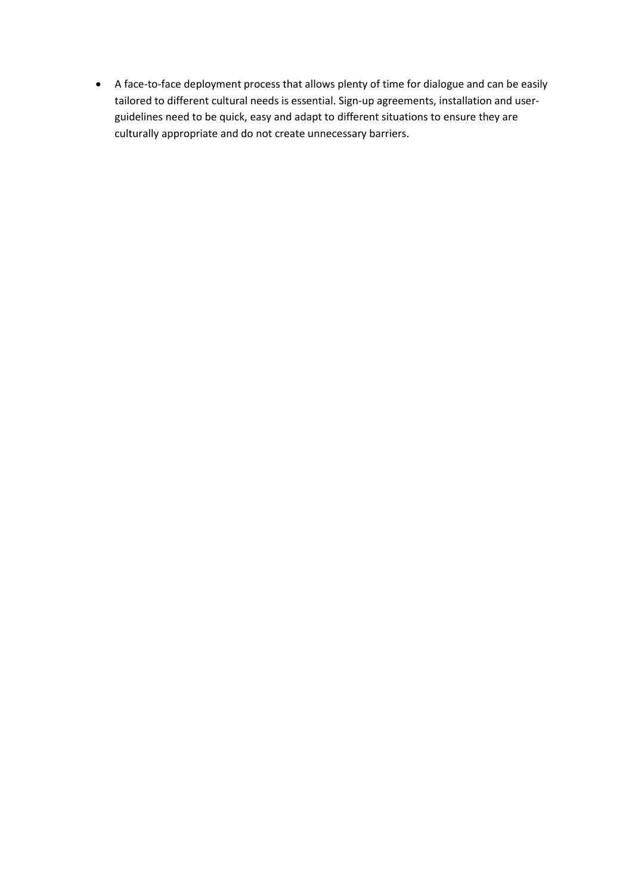- A face-to-face deployment process that allows plenty of time for dialogue and can be easily tailored to different cultural needs is essential. Sign-up agreements, installation and user-guidelines need to be quick, easy and adapt to different situations to ensure they are culturally appropriate and do not create unnecessary barriers.